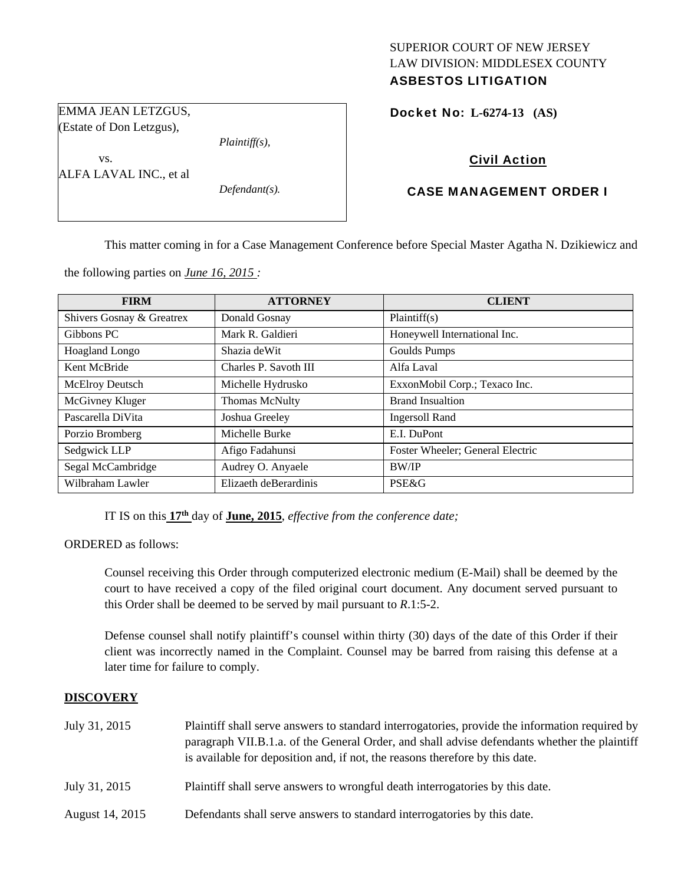SUPERIOR COURT OF NEW JERSEY
LAW DIVISION: MIDDLESEX COUNTY
**ASBESTOS LITIGATION**

EMMA JEAN LETZGUS,
(Estate of Don Letzgus),

*Plaintiff(s),*

vs.

ALFA LAVAL INC., et al

*Defendant(s).*

**Docket No: L-6274-13 (AS)**

**Civil Action**

**CASE MANAGEMENT ORDER I**

This matter coming in for a Case Management Conference before Special Master Agatha N. Dzikiewicz and the following parties on *June 16, 2015* :

| FIRM | ATTORNEY | CLIENT |
|---|---|---|
| Shivers Gosnay & Greatrex | Donald Gosnay | Plaintiff(s) |
| Gibbons PC | Mark R. Galdieri | Honeywell International Inc. |
| Hoagland Longo | Shazia deWit | Goulds Pumps |
| Kent McBride | Charles P. Savoth III | Alfa Laval |
| McElroy Deutsch | Michelle Hydrusko | ExxonMobil Corp.; Texaco Inc. |
| McGivney Kluger | Thomas McNulty | Brand Insualtion |
| Pascarella DiVita | Joshua Greeley | Ingersoll Rand |
| Porzio Bromberg | Michelle Burke | E.I. DuPont |
| Sedgwick LLP | Afigo Fadahunsi | Foster Wheeler; General Electric |
| Segal McCambridge | Audrey O. Anyaele | BW/IP |
| Wilbraham Lawler | Elizaeth deBerardinis | PSE&G |

IT IS on this **17th** day of **June, 2015**, *effective from the conference date;*

ORDERED as follows:

Counsel receiving this Order through computerized electronic medium (E-Mail) shall be deemed by the court to have received a copy of the filed original court document. Any document served pursuant to this Order shall be deemed to be served by mail pursuant to *R*.1:5-2.

Defense counsel shall notify plaintiff's counsel within thirty (30) days of the date of this Order if their client was incorrectly named in the Complaint. Counsel may be barred from raising this defense at a later time for failure to comply.

## DISCOVERY

July 31, 2015 — Plaintiff shall serve answers to standard interrogatories, provide the information required by paragraph VII.B.1.a. of the General Order, and shall advise defendants whether the plaintiff is available for deposition and, if not, the reasons therefore by this date.

July 31, 2015 — Plaintiff shall serve answers to wrongful death interrogatories by this date.

August 14, 2015 — Defendants shall serve answers to standard interrogatories by this date.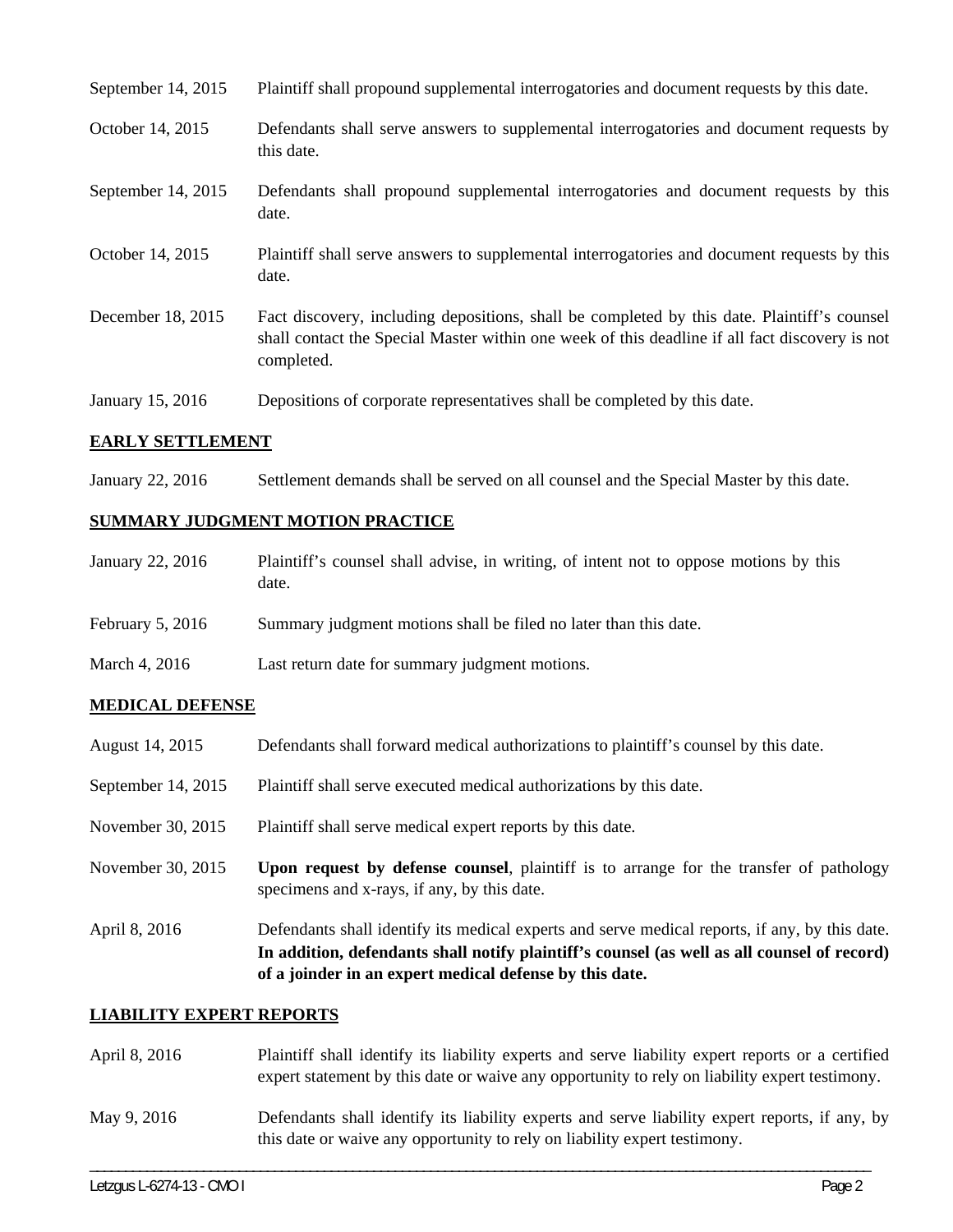September 14, 2015 Plaintiff shall propound supplemental interrogatories and document requests by this date.

October 14, 2015 Defendants shall serve answers to supplemental interrogatories and document requests by this date.

September 14, 2015 Defendants shall propound supplemental interrogatories and document requests by this date.

October 14, 2015 Plaintiff shall serve answers to supplemental interrogatories and document requests by this date.

December 18, 2015 Fact discovery, including depositions, shall be completed by this date. Plaintiff's counsel shall contact the Special Master within one week of this deadline if all fact discovery is not completed.

January 15, 2016 Depositions of corporate representatives shall be completed by this date.

**EARLY SETTLEMENT**

January 22, 2016 Settlement demands shall be served on all counsel and the Special Master by this date.

**SUMMARY JUDGMENT MOTION PRACTICE**

January 22, 2016 Plaintiff's counsel shall advise, in writing, of intent not to oppose motions by this date.

February 5, 2016 Summary judgment motions shall be filed no later than this date.

March 4, 2016 Last return date for summary judgment motions.

**MEDICAL DEFENSE**

August 14, 2015 Defendants shall forward medical authorizations to plaintiff's counsel by this date.

September 14, 2015 Plaintiff shall serve executed medical authorizations by this date.

November 30, 2015 Plaintiff shall serve medical expert reports by this date.

November 30, 2015 **Upon request by defense counsel**, plaintiff is to arrange for the transfer of pathology specimens and x-rays, if any, by this date.

April 8, 2016 Defendants shall identify its medical experts and serve medical reports, if any, by this date. **In addition, defendants shall notify plaintiff's counsel (as well as all counsel of record) of a joinder in an expert medical defense by this date.**

**LIABILITY EXPERT REPORTS**

April 8, 2016 Plaintiff shall identify its liability experts and serve liability expert reports or a certified expert statement by this date or waive any opportunity to rely on liability expert testimony.

May 9, 2016 Defendants shall identify its liability experts and serve liability expert reports, if any, by this date or waive any opportunity to rely on liability expert testimony.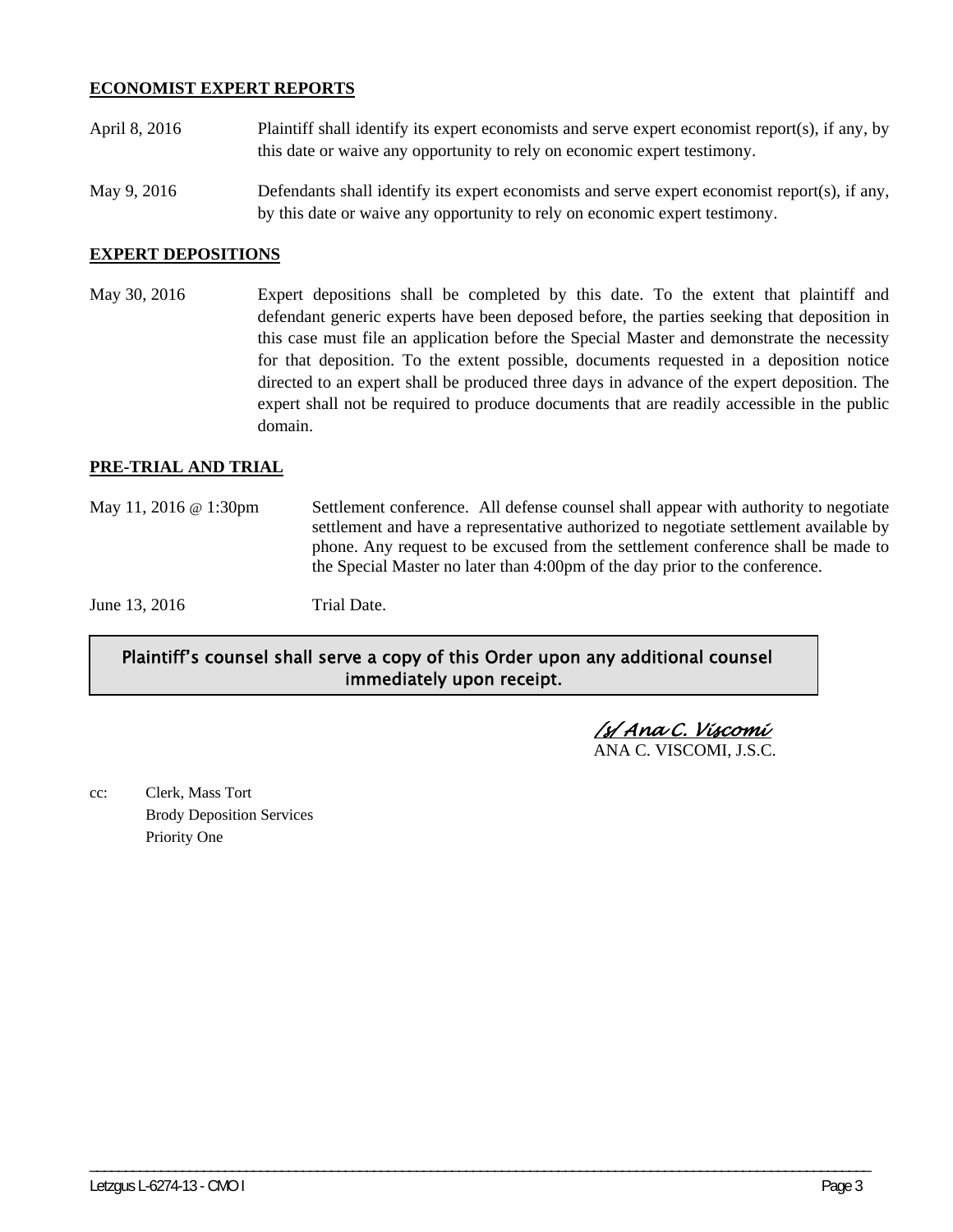**ECONOMIST EXPERT REPORTS**

| | |
|---|---|
| April 8, 2016 | Plaintiff shall identify its expert economists and serve expert economist report(s), if any, by this date or waive any opportunity to rely on economic expert testimony. |
| May 9, 2016 | Defendants shall identify its expert economists and serve expert economist report(s), if any, by this date or waive any opportunity to rely on economic expert testimony. |

**EXPERT DEPOSITIONS**

| | |
|---|---|
| May 30, 2016 | Expert depositions shall be completed by this date. To the extent that plaintiff and defendant generic experts have been deposed before, the parties seeking that deposition in this case must file an application before the Special Master and demonstrate the necessity for that deposition. To the extent possible, documents requested in a deposition notice directed to an expert shall be produced three days in advance of the expert deposition. The expert shall not be required to produce documents that are readily accessible in the public domain. |

**PRE-TRIAL AND TRIAL**

| | |
|---|---|
| May 11, 2016 @ 1:30pm | Settlement conference. All defense counsel shall appear with authority to negotiate settlement and have a representative authorized to negotiate settlement available by phone. Any request to be excused from the settlement conference shall be made to the Special Master no later than 4:00pm of the day prior to the conference. |
| June 13, 2016 | Trial Date. |

**Plaintiff's counsel shall serve a copy of this Order upon any additional counsel immediately upon receipt.**

/s/ Ana C. Viscomi
ANA C. VISCOMI, J.S.C.

cc: Clerk, Mass Tort
Brody Deposition Services
Priority One